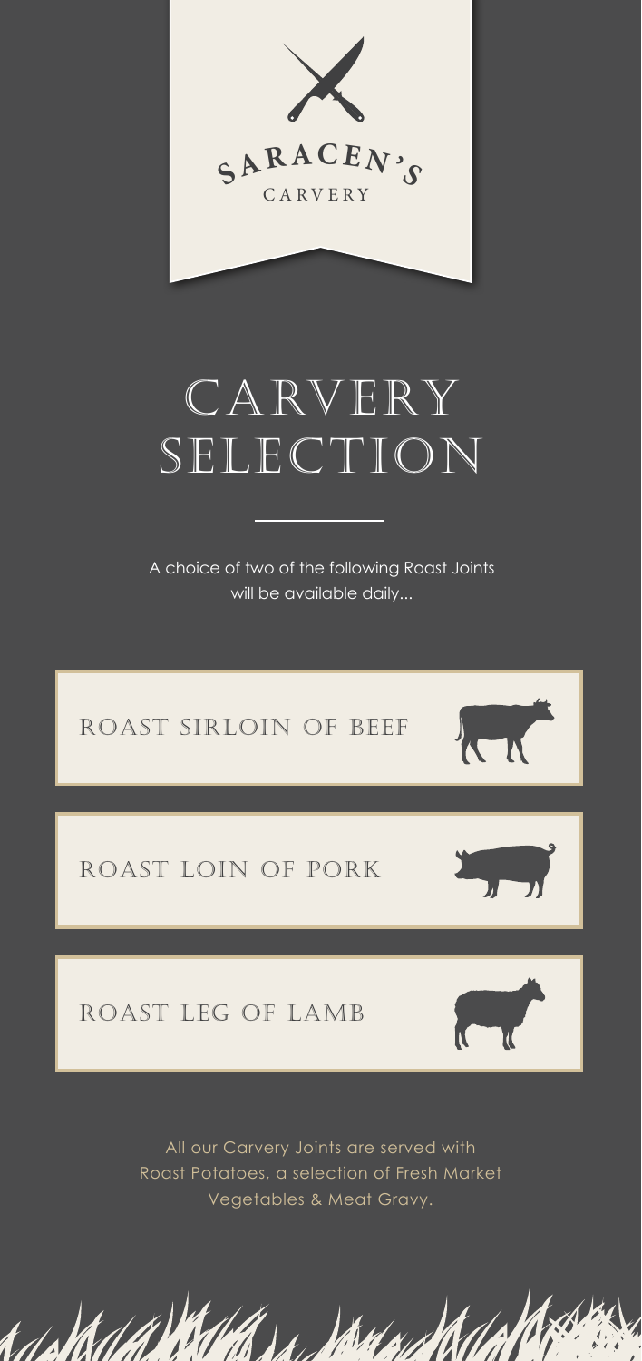SARACEN'S

CARVERY

# CARVERY SELECTION

A choice of two of the following Roast Joints will be available daily...

## ROAST SIRLOIN OF BEEF

## ROAST LOIN OF PORK

## ROAST LEG OF LAMB

All our Carvery Joints are served with Roast Potatoes, a selection of Fresh Market Vegetables & Meat Gravy.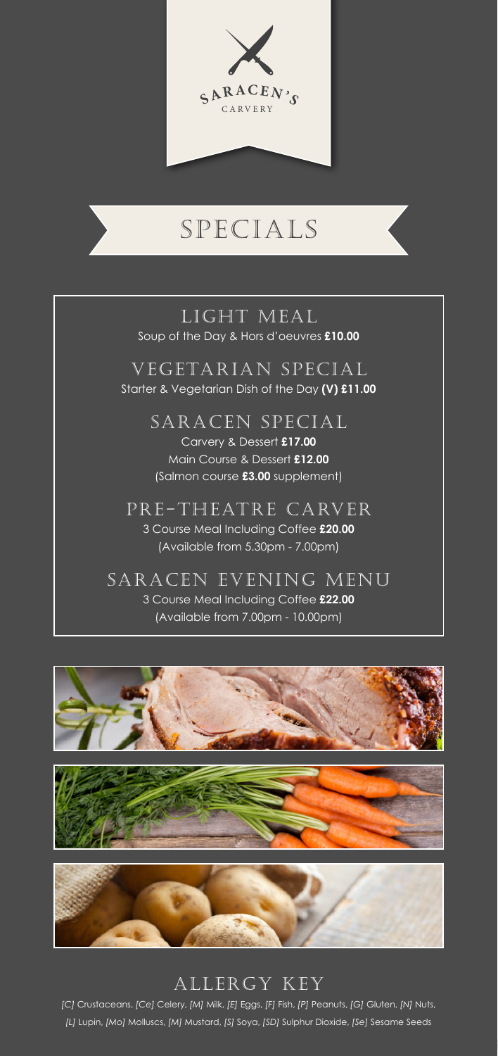SARACEN'S

CARVERY

# SPECIALS

## LIGHT MEAL

Soup of the Day & Hors d'oeuvres **£10.00**

## VEGETARIAN SPECIAL

Starter & Vegetarian Dish of the Day **(V) £11.00**

## SARACEN SPECIAL

Carvery & Dessert **£17.00**

Main Course & Dessert **£12.00**

(Salmon course **£3.00** supplement)

## PRE-THEATRE CARVER

3 Course Meal Including Coffee **£20.00**

(Available from 5.30pm - 7.00pm)

## SARACEN EVENING MENU

3 Course Meal Including Coffee **£22.00**

(Available from 7.00pm - 10.00pm)

## ALLERGY KEY

*[C]* Crustaceans, *[Ce]* Celery, *[M]* Milk, *[E]* Eggs, *[F]* Fish, *[P]* Peanuts, *[G]* Gluten, *[N]* Nuts, *[L]* Lupin, *[Mo]* Molluscs, *[M]* Mustard, *[S]* Soya, *[SD]* Sulphur Dioxide, *[Se]* Sesame Seeds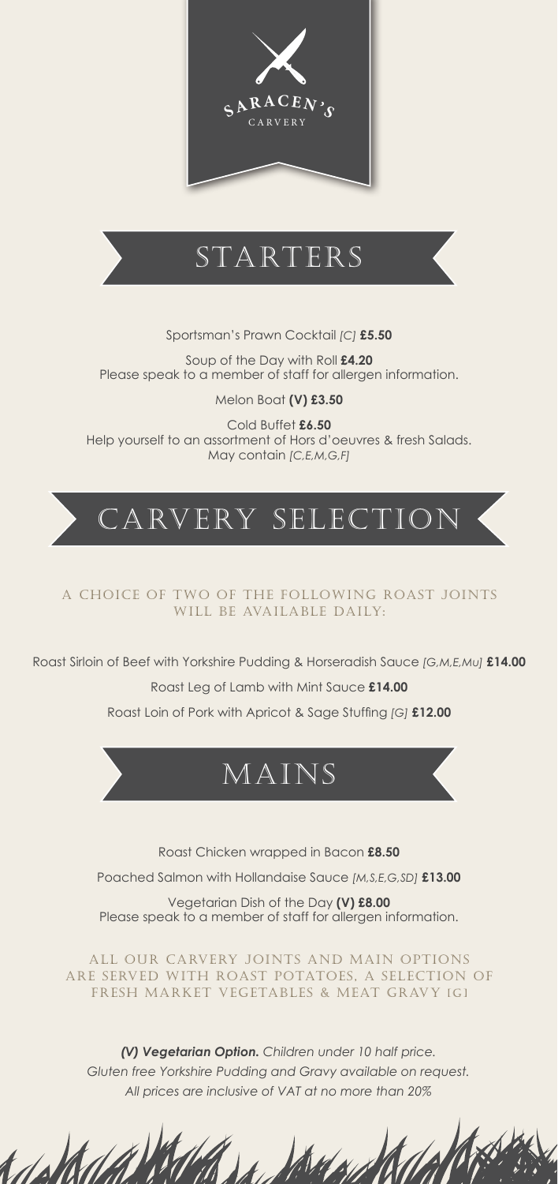SARACEN'S

CARVERY

## STARTERS

Sportsman's Prawn Cocktail *[C]* **£5.50**

Soup of the Day with Roll **£4.20**
Please speak to a member of staff for allergen information.

Melon Boat **(V) £3.50**

Cold Buffet **£6.50**
Help yourself to an assortment of Hors d'oeuvres & fresh Salads.
May contain *[C,E,M,G,F]*

## CARVERY SELECTION

### A CHOICE OF TWO OF THE FOLLOWING ROAST JOINTS WILL BE AVAILABLE DAILY:

Roast Sirloin of Beef with Yorkshire Pudding & Horseradish Sauce *[G,M,E,Mu]* **£14.00**

Roast Leg of Lamb with Mint Sauce **£14.00**

Roast Loin of Pork with Apricot & Sage Stuffing *[G]* **£12.00**

## MAINS

Roast Chicken wrapped in Bacon **£8.50**

Poached Salmon with Hollandaise Sauce *[M,S,E,G,SD]* **£13.00**

Vegetarian Dish of the Day **(V) £8.00**
Please speak to a member of staff for allergen information.

ALL OUR CARVERY JOINTS AND MAIN OPTIONS ARE SERVED WITH ROAST POTATOES, A SELECTION OF FRESH MARKET VEGETABLES & MEAT GRAVY [G]

***(V) Vegetarian Option.*** *Children under 10 half price.*
*Gluten free Yorkshire Pudding and Gravy available on request.*
*All prices are inclusive of VAT at no more than 20%*